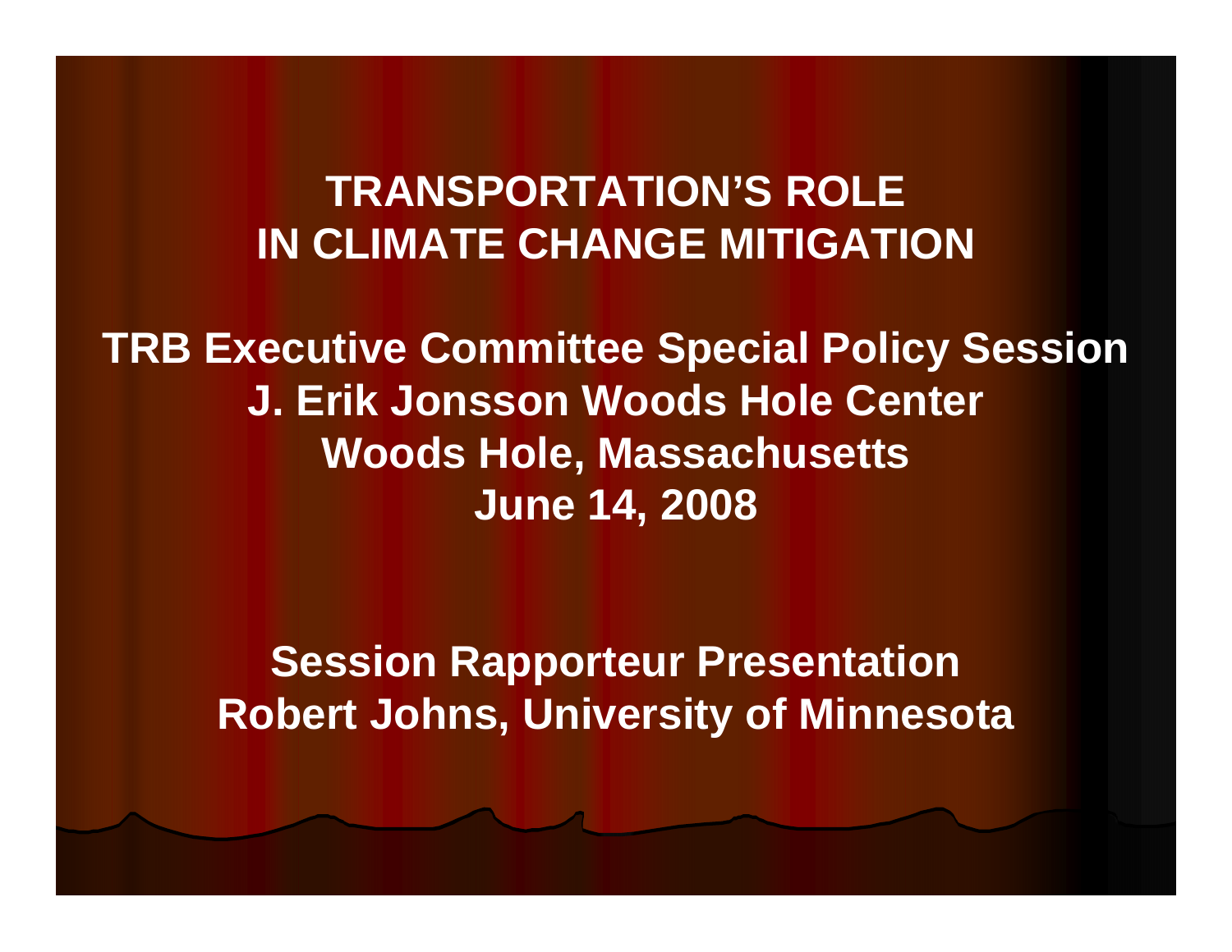# TRANSPORTATION'S ROLE IN CLIMATE CHANGE MITIGATION

**TRB Executive Committee Special Policy Session**
**J. Erik Jonsson Woods Hole Center**
**Woods Hole, Massachusetts**
**June 14, 2008**

**Session Rapporteur Presentation**
**Robert Johns, University of Minnesota**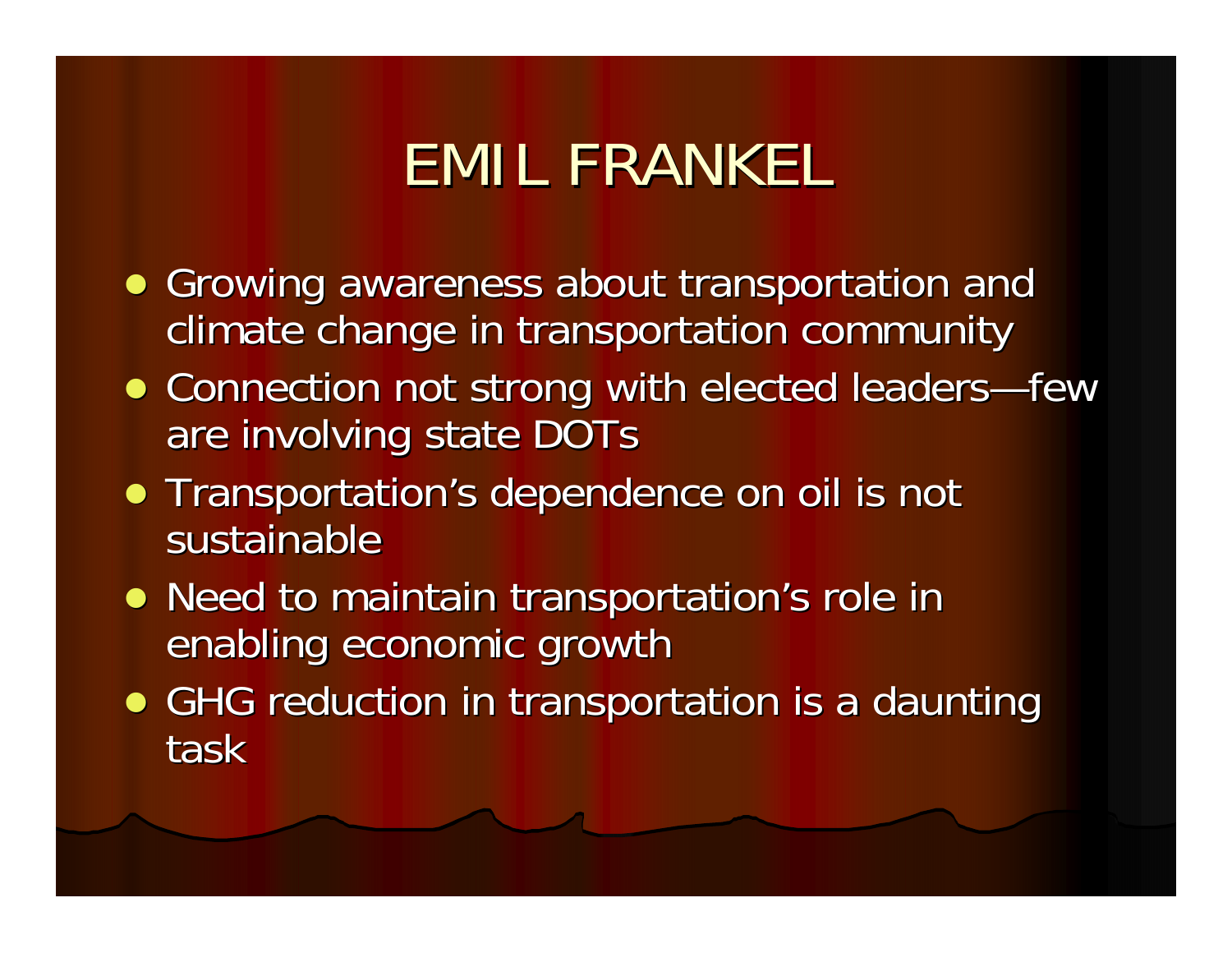# EMIL FRANKEL

- Growing awareness about transportation and climate change in transportation community
- Connection not strong with elected leaders—few are involving state DOTs
- Transportation's dependence on oil is not sustainable
- Need to maintain transportation's role in enabling economic growth
- GHG reduction in transportation is a daunting task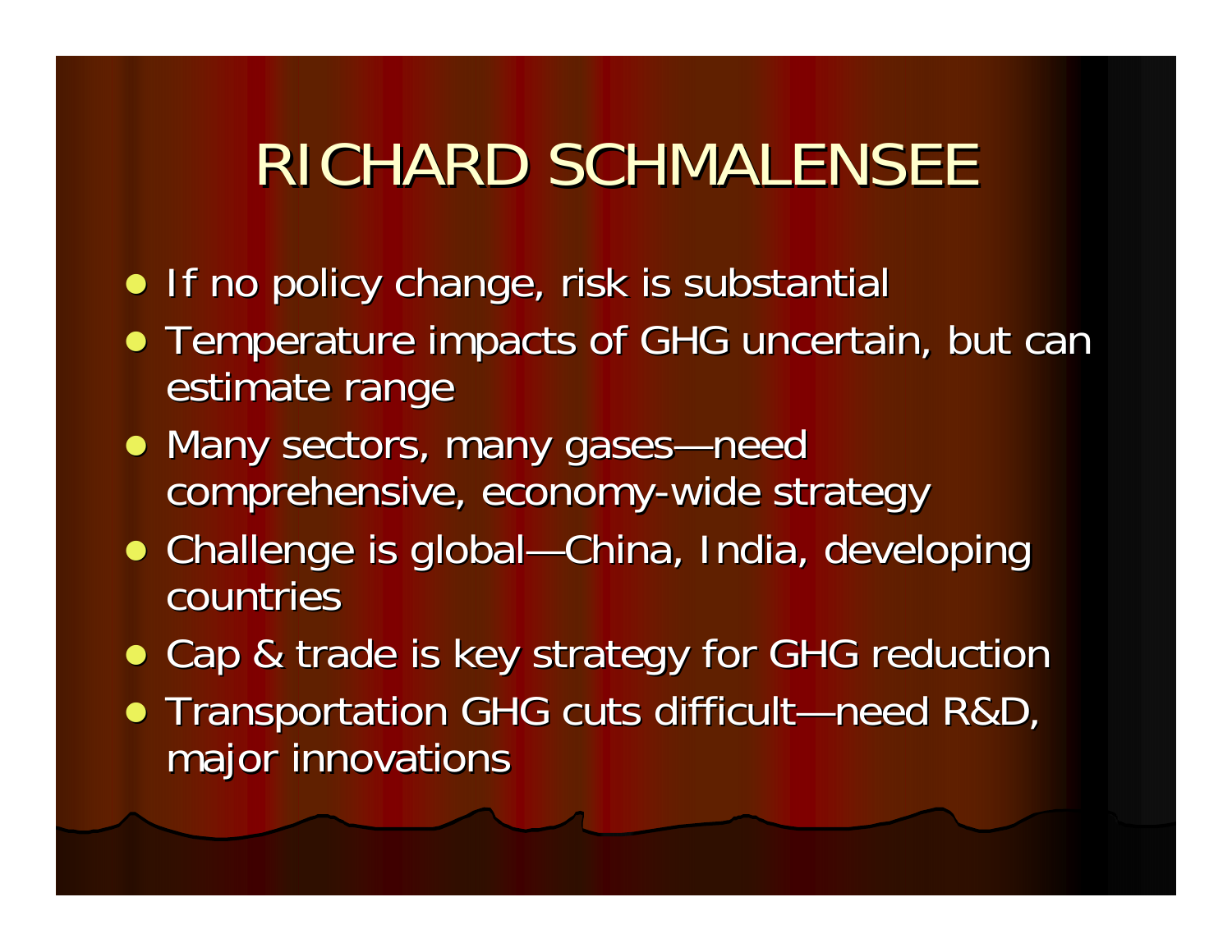# RICHARD SCHMALENSEE

- If no policy change, risk is substantial
- Temperature impacts of GHG uncertain, but can estimate range
- Many sectors, many gases—need comprehensive, economy-wide strategy
- Challenge is global—China, India, developing countries
- Cap & trade is key strategy for GHG reduction
- Transportation GHG cuts difficult—need R&D, major innovations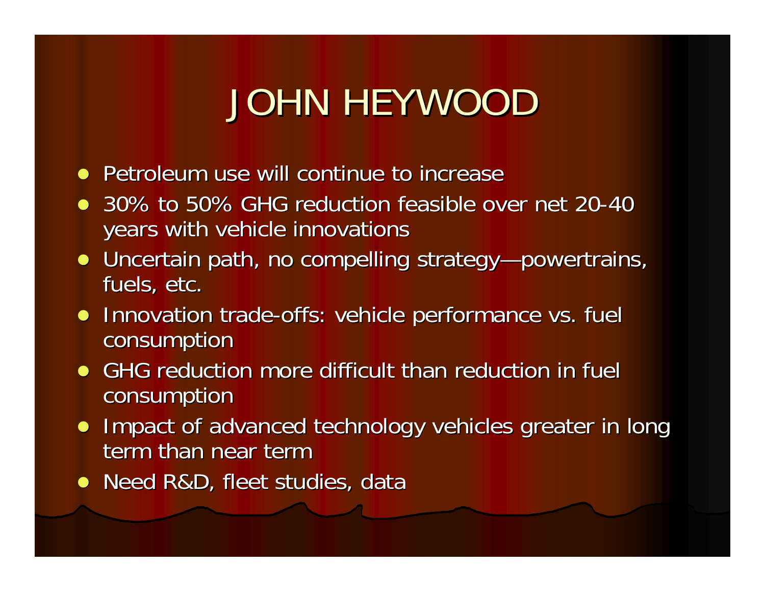# JOHN HEYWOOD

- Petroleum use will continue to increase
- 30% to 50% GHG reduction feasible over net 20-40 years with vehicle innovations
- Uncertain path, no compelling strategy—powertrains, fuels, etc.
- Innovation trade-offs: vehicle performance vs. fuel consumption
- GHG reduction more difficult than reduction in fuel consumption
- Impact of advanced technology vehicles greater in long term than near term
- Need R&D, fleet studies, data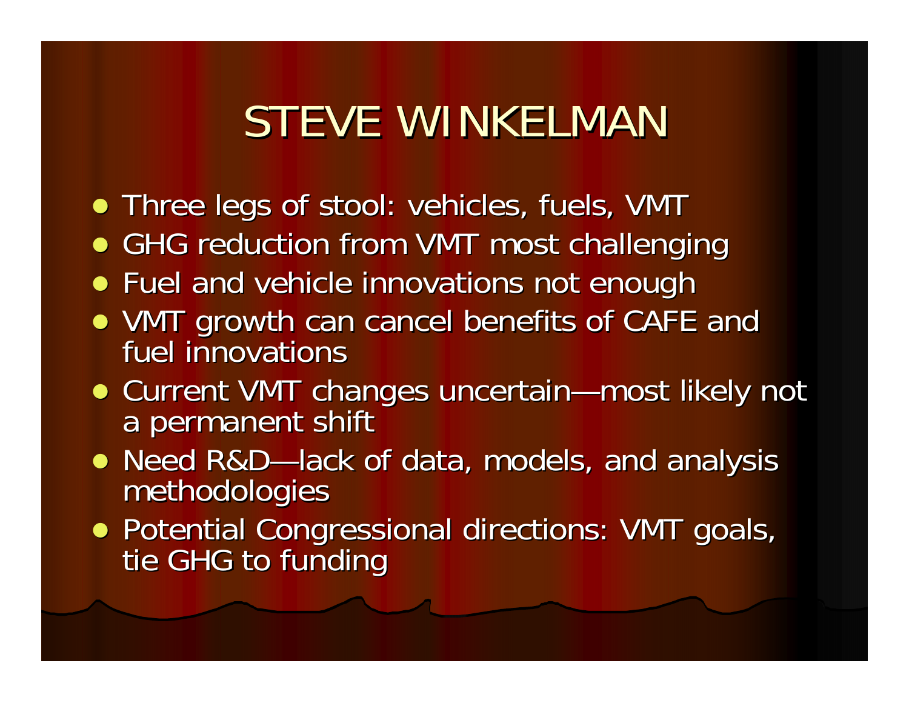# STEVE WINKELMAN

- Three legs of stool: vehicles, fuels, VMT
- GHG reduction from VMT most challenging
- Fuel and vehicle innovations not enough
- VMT growth can cancel benefits of CAFE and fuel innovations
- Current VMT changes uncertain—most likely not a permanent shift
- Need R&D—lack of data, models, and analysis methodologies
- Potential Congressional directions: VMT goals, tie GHG to funding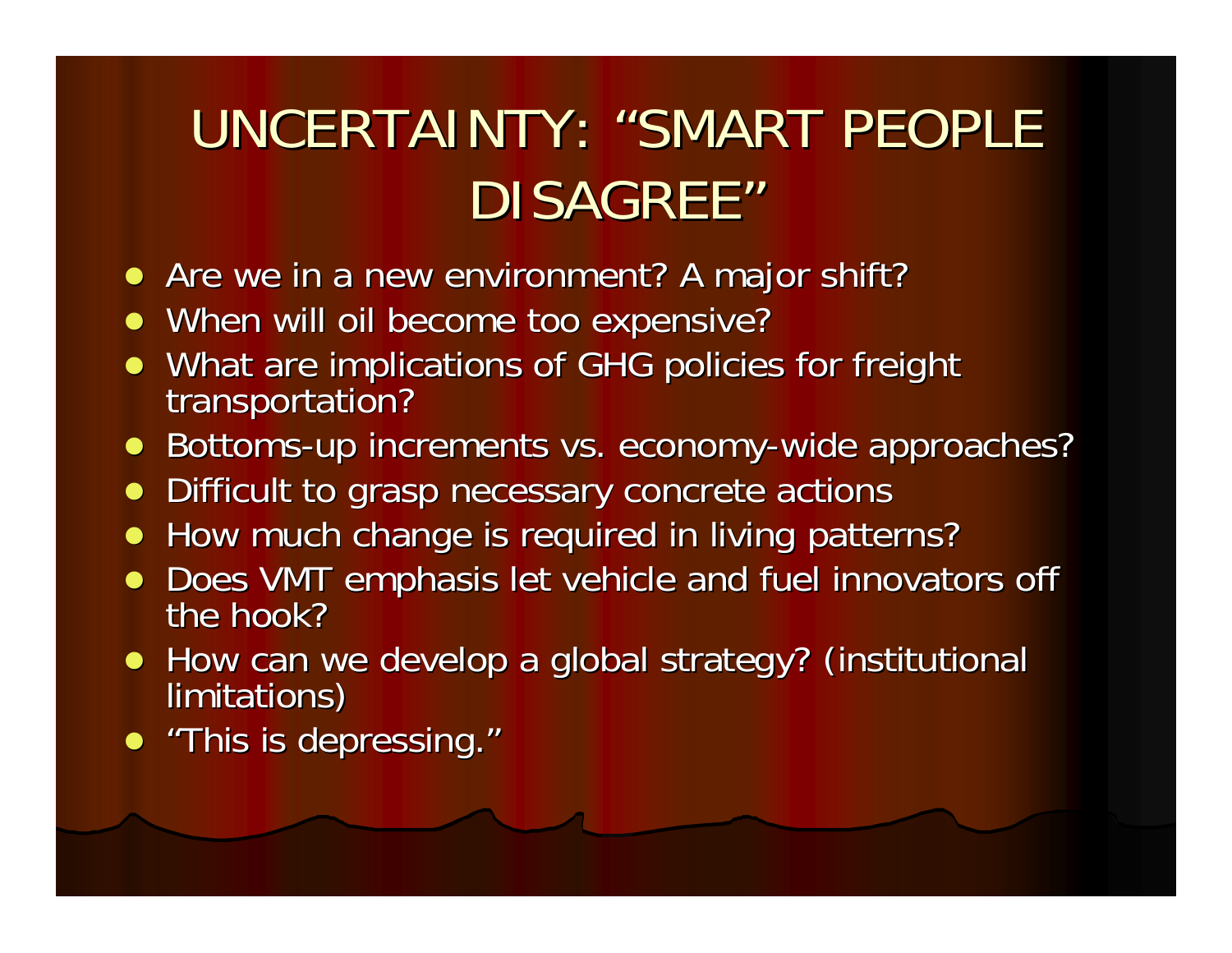# UNCERTAINTY: "SMART PEOPLE DISAGREE"

- Are we in a new environment? A major shift?
- When will oil become too expensive?
- What are implications of GHG policies for freight transportation?
- Bottoms-up increments vs. economy-wide approaches?
- Difficult to grasp necessary concrete actions
- How much change is required in living patterns?
- Does VMT emphasis let vehicle and fuel innovators off the hook?
- How can we develop a global strategy? (institutional limitations)
- "This is depressing."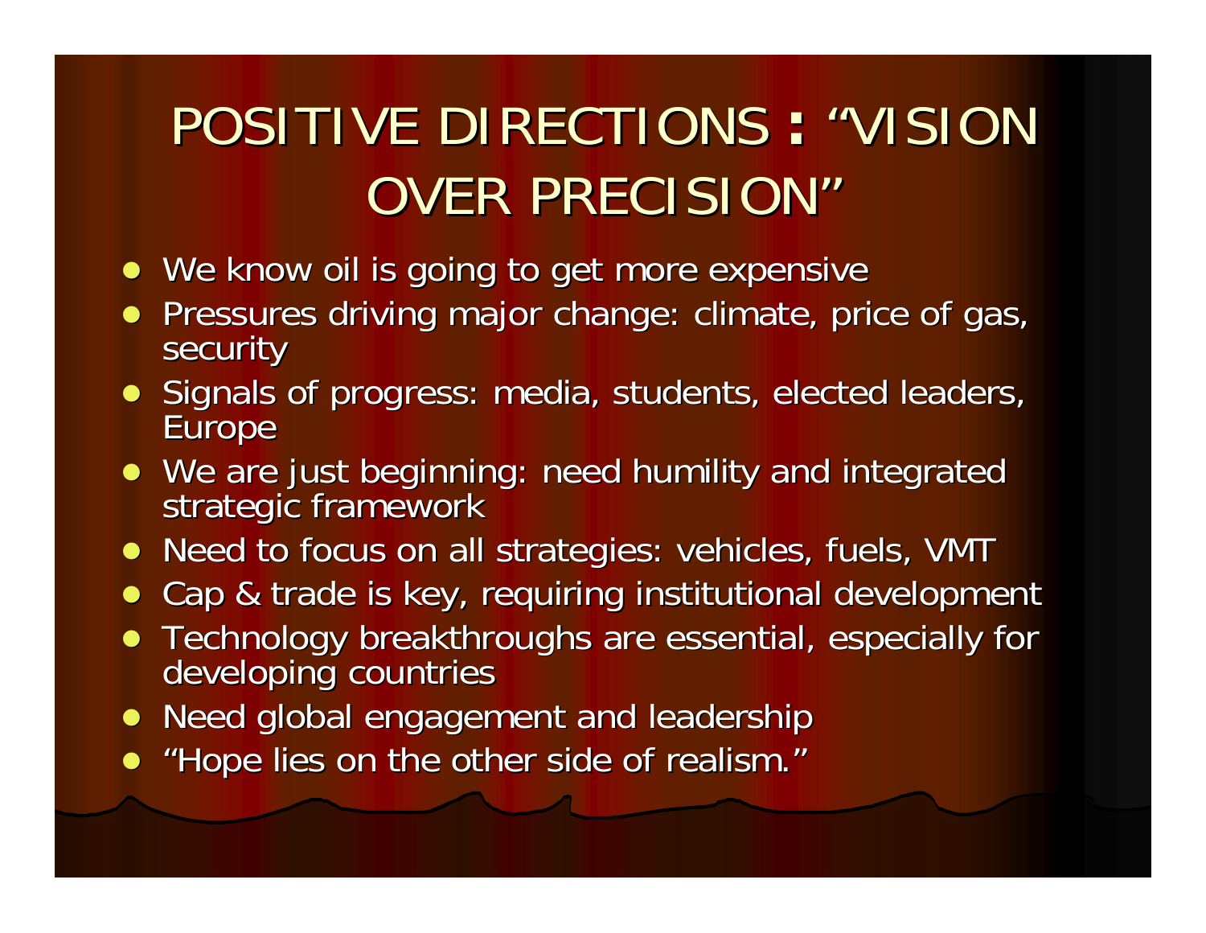# POSITIVE DIRECTIONS: "VISION OVER PRECISION"

- We know oil is going to get more expensive
- Pressures driving major change: climate, price of gas, security
- Signals of progress: media, students, elected leaders, Europe
- We are just beginning: need humility and integrated strategic framework
- Need to focus on all strategies: vehicles, fuels, VMT
- Cap & trade is key, requiring institutional development
- Technology breakthroughs are essential, especially for developing countries
- Need global engagement and leadership
- "Hope lies on the other side of realism."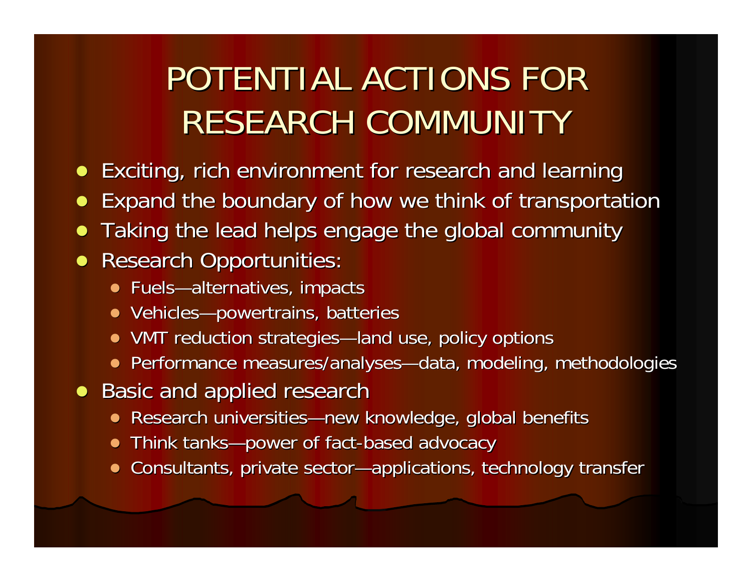# POTENTIAL ACTIONS FOR RESEARCH COMMUNITY

- Exciting, rich environment for research and learning
- Expand the boundary of how we think of transportation
- Taking the lead helps engage the global community
- Research Opportunities:
  - Fuels—alternatives, impacts
  - Vehicles—powertrains, batteries
  - VMT reduction strategies—land use, policy options
  - Performance measures/analyses—data, modeling, methodologies
- Basic and applied research
  - Research universities—new knowledge, global benefits
  - Think tanks—power of fact-based advocacy
  - Consultants, private sector—applications, technology transfer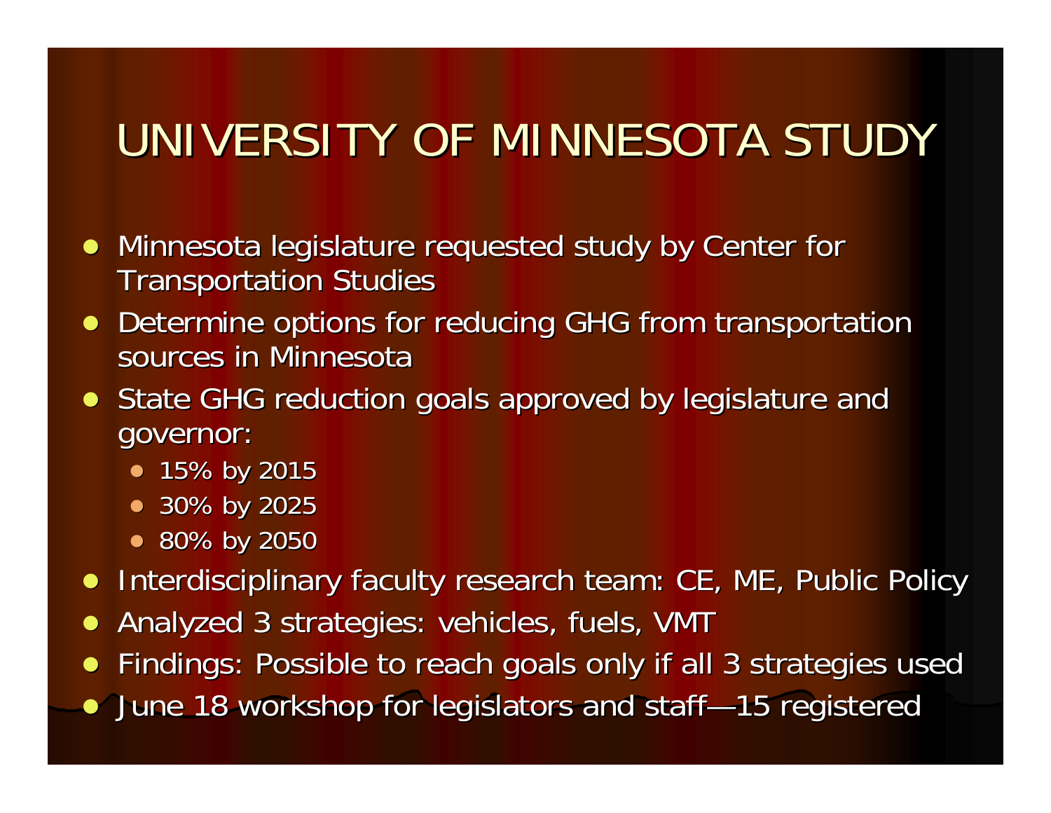# UNIVERSITY OF MINNESOTA STUDY

- Minnesota legislature requested study by Center for Transportation Studies
- Determine options for reducing GHG from transportation sources in Minnesota
- State GHG reduction goals approved by legislature and governor:
  - 15% by 2015
  - 30% by 2025
  - 80% by 2050
- Interdisciplinary faculty research team: CE, ME, Public Policy
- Analyzed 3 strategies: vehicles, fuels, VMT
- Findings: Possible to reach goals only if all 3 strategies used
- June 18 workshop for legislators and staff—15 registered